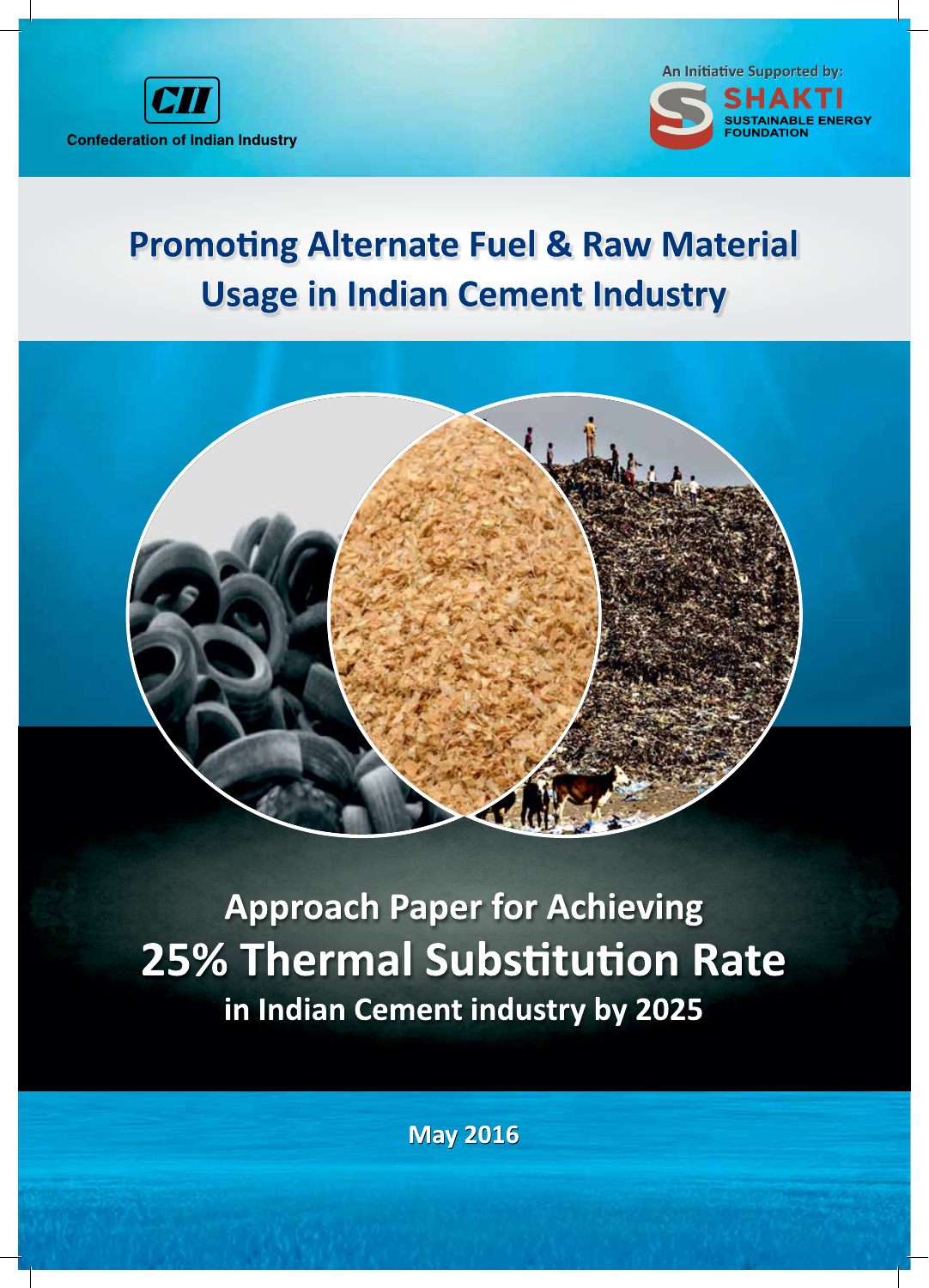Confederation of Indian Industry

An Initiative Supported by: SHAKTI SUSTAINABLE ENERGY FOUNDATION

# Promoting Alternate Fuel & Raw Material Usage in Indian Cement Industry

## Approach Paper for Achieving 25% Thermal Substitution Rate in Indian Cement industry by 2025

May 2016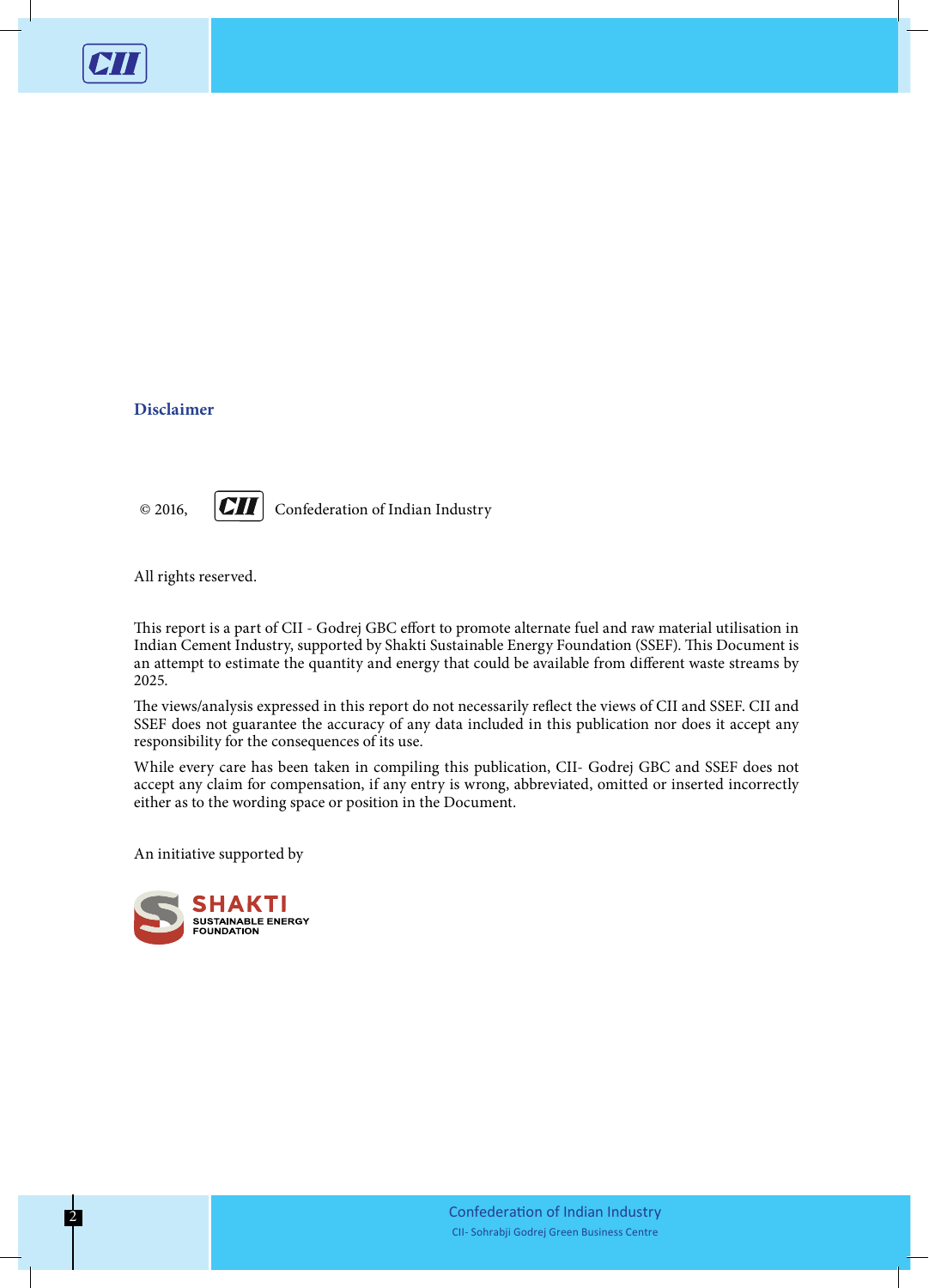## Disclaimer

© 2016, CII Confederation of Indian Industry

All rights reserved.

This report is a part of CII - Godrej GBC effort to promote alternate fuel and raw material utilisation in Indian Cement Industry, supported by Shakti Sustainable Energy Foundation (SSEF). This Document is an attempt to estimate the quantity and energy that could be available from different waste streams by 2025.

The views/analysis expressed in this report do not necessarily reflect the views of CII and SSEF. CII and SSEF does not guarantee the accuracy of any data included in this publication nor does it accept any responsibility for the consequences of its use.

While every care has been taken in compiling this publication, CII- Godrej GBC and SSEF does not accept any claim for compensation, if any entry is wrong, abbreviated, omitted or inserted incorrectly either as to the wording space or position in the Document.

An initiative supported by

SHAKTI SUSTAINABLE ENERGY FOUNDATION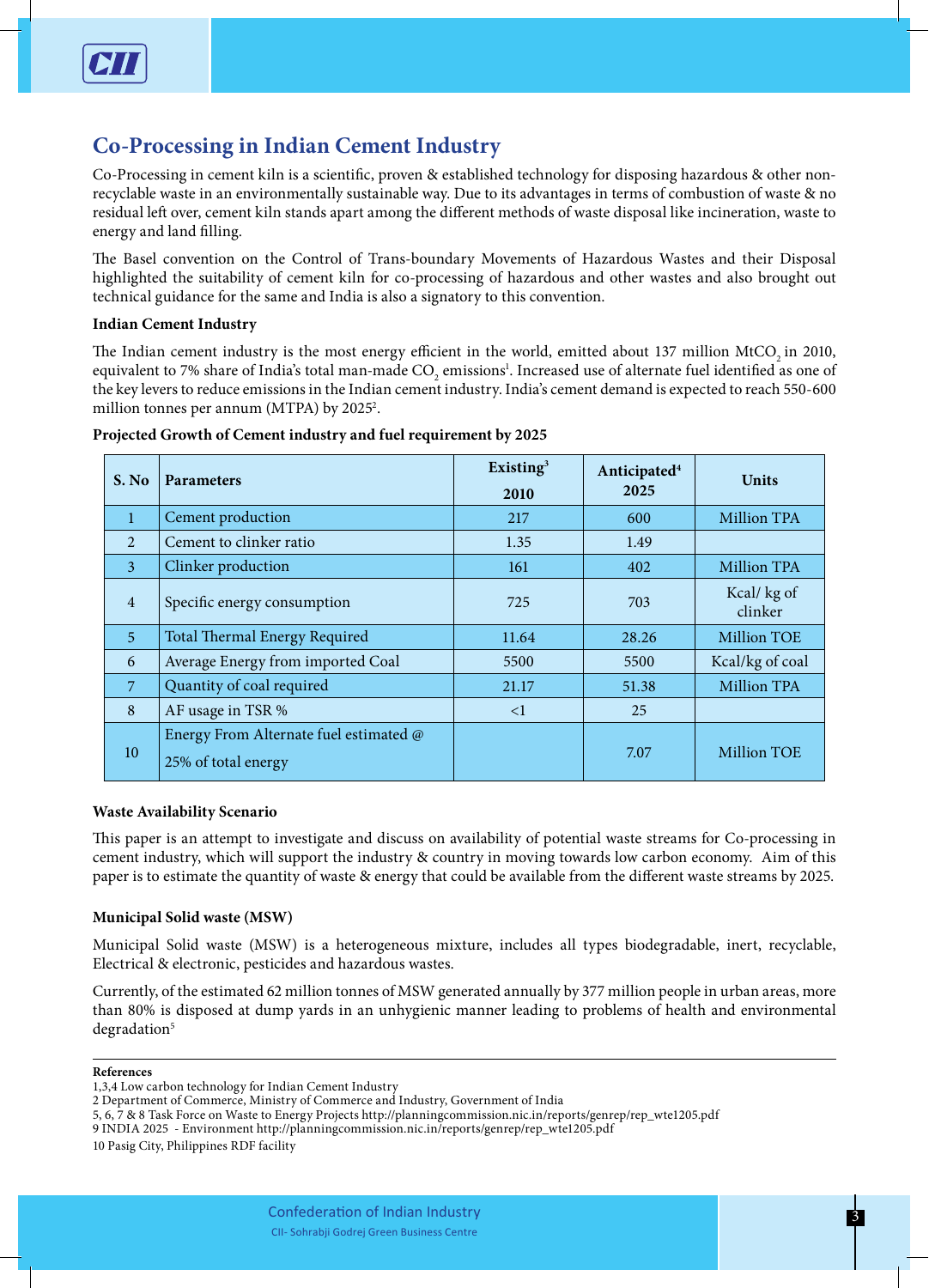## Co-Processing in Indian Cement Industry

Co-Processing in cement kiln is a scientific, proven & established technology for disposing hazardous & other non-recyclable waste in an environmentally sustainable way. Due to its advantages in terms of combustion of waste & no residual left over, cement kiln stands apart among the different methods of waste disposal like incineration, waste to energy and land filling.

The Basel convention on the Control of Trans-boundary Movements of Hazardous Wastes and their Disposal highlighted the suitability of cement kiln for co-processing of hazardous and other wastes and also brought out technical guidance for the same and India is also a signatory to this convention.

**Indian Cement Industry**

The Indian cement industry is the most energy efficient in the world, emitted about 137 million $MtCO_2$ in 2010, equivalent to 7% share of India's total man-made $CO_2$ emissions[1]. Increased use of alternate fuel identified as one of the key levers to reduce emissions in the Indian cement industry. India's cement demand is expected to reach 550-600 million tonnes per annum (MTPA) by 2025[2].

**Projected Growth of Cement industry and fuel requirement by 2025**

| S. No | Parameters | Existing[3] 2010 | Anticipated[4] 2025 | Units |
|---|---|---|---|---|
| 1 | Cement production | 217 | 600 | Million TPA |
| 2 | Cement to clinker ratio | 1.35 | 1.49 | |
| 3 | Clinker production | 161 | 402 | Million TPA |
| 4 | Specific energy consumption | 725 | 703 | Kcal/ kg of clinker |
| 5 | Total Thermal Energy Required | 11.64 | 28.26 | Million TOE |
| 6 | Average Energy from imported Coal | 5500 | 5500 | Kcal/kg of coal |
| 7 | Quantity of coal required | 21.17 | 51.38 | Million TPA |
| 8 | AF usage in TSR % | <1 | 25 | |
| 10 | Energy From Alternate fuel estimated @ 25% of total energy | | 7.07 | Million TOE |

**Waste Availability Scenario**

This paper is an attempt to investigate and discuss on availability of potential waste streams for Co-processing in cement industry, which will support the industry & country in moving towards low carbon economy. Aim of this paper is to estimate the quantity of waste & energy that could be available from the different waste streams by 2025.

**Municipal Solid waste (MSW)**

Municipal Solid waste (MSW) is a heterogeneous mixture, includes all types biodegradable, inert, recyclable, Electrical & electronic, pesticides and hazardous wastes.

Currently, of the estimated 62 million tonnes of MSW generated annually by 377 million people in urban areas, more than 80% is disposed at dump yards in an unhygienic manner leading to problems of health and environmental degradation[5]

**References**

1,3,4 Low carbon technology for Indian Cement Industry
2 Department of Commerce, Ministry of Commerce and Industry, Government of India
5, 6, 7 & 8 Task Force on Waste to Energy Projects http://planningcommission.nic.in/reports/genrep/rep_wte1205.pdf
9 INDIA 2025 - Environment http://planningcommission.nic.in/reports/genrep/rep_wte1205.pdf
10 Pasig City, Philippines RDF facility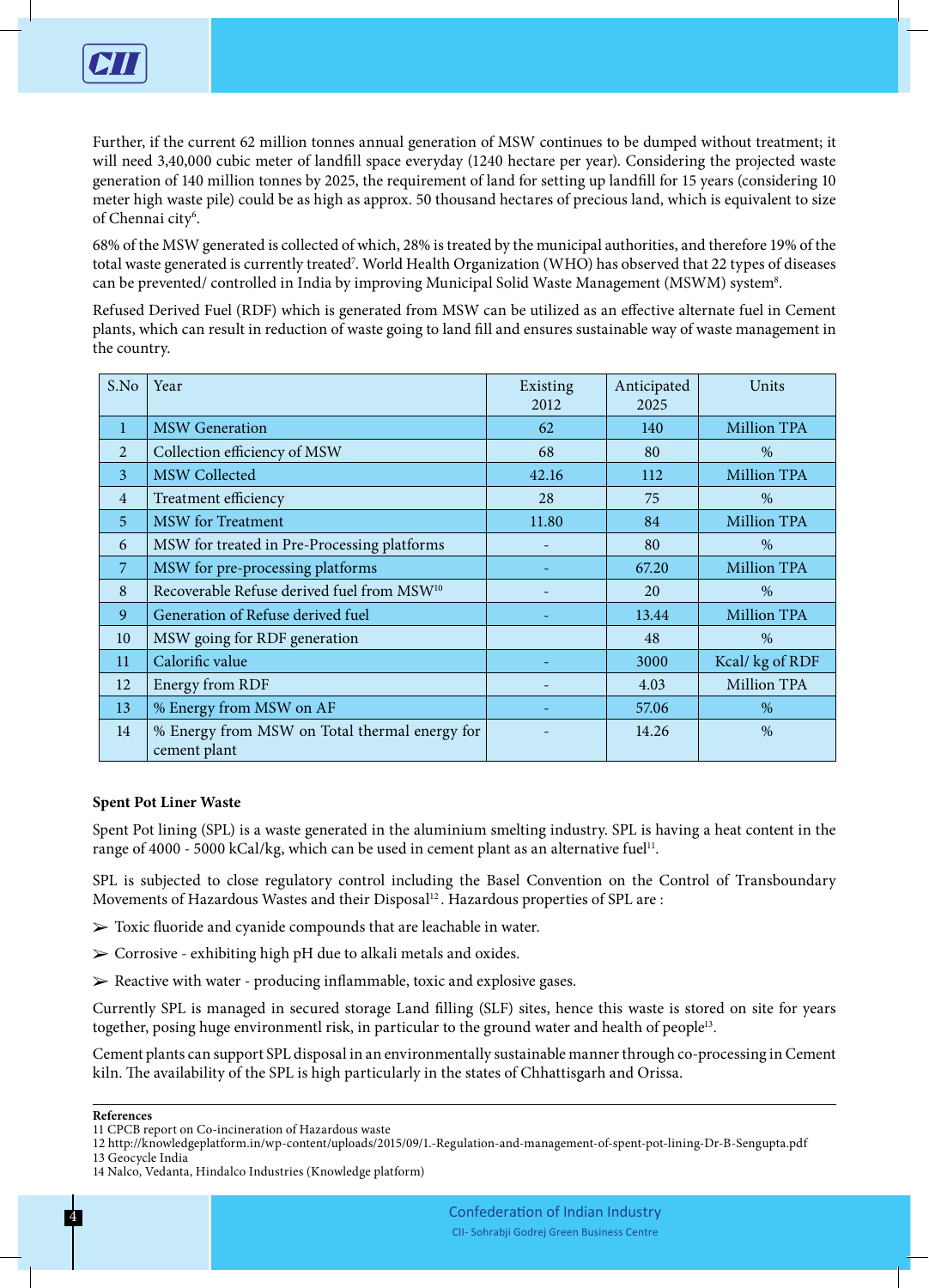Further, if the current 62 million tonnes annual generation of MSW continues to be dumped without treatment; it will need 3,40,000 cubic meter of landfill space everyday (1240 hectare per year). Considering the projected waste generation of 140 million tonnes by 2025, the requirement of land for setting up landfill for 15 years (considering 10 meter high waste pile) could be as high as approx. 50 thousand hectares of precious land, which is equivalent to size of Chennai city[6].

68% of the MSW generated is collected of which, 28% is treated by the municipal authorities, and therefore 19% of the total waste generated is currently treated[7]. World Health Organization (WHO) has observed that 22 types of diseases can be prevented/ controlled in India by improving Municipal Solid Waste Management (MSWM) system[8].

Refused Derived Fuel (RDF) which is generated from MSW can be utilized as an effective alternate fuel in Cement plants, which can result in reduction of waste going to land fill and ensures sustainable way of waste management in the country.

| S.No | Year | Existing 2012 | Anticipated 2025 | Units |
|---|---|---|---|---|
| 1 | MSW Generation | 62 | 140 | Million TPA |
| 2 | Collection efficiency of MSW | 68 | 80 | % |
| 3 | MSW Collected | 42.16 | 112 | Million TPA |
| 4 | Treatment efficiency | 28 | 75 | % |
| 5 | MSW for Treatment | 11.80 | 84 | Million TPA |
| 6 | MSW for treated in Pre-Processing platforms | - | 80 | % |
| 7 | MSW for pre-processing platforms | - | 67.20 | Million TPA |
| 8 | Recoverable Refuse derived fuel from MSW[10] | - | 20 | % |
| 9 | Generation of Refuse derived fuel | - | 13.44 | Million TPA |
| 10 | MSW going for RDF generation | | 48 | % |
| 11 | Calorific value | - | 3000 | Kcal/ kg of RDF |
| 12 | Energy from RDF | - | 4.03 | Million TPA |
| 13 | % Energy from MSW on AF | - | 57.06 | % |
| 14 | % Energy from MSW on Total thermal energy for cement plant | - | 14.26 | % |

**Spent Pot Liner Waste**

Spent Pot lining (SPL) is a waste generated in the aluminium smelting industry. SPL is having a heat content in the range of 4000 - 5000 kCal/kg, which can be used in cement plant as an alternative fuel[11].

SPL is subjected to close regulatory control including the Basel Convention on the Control of Transboundary Movements of Hazardous Wastes and their Disposal[12]. Hazardous properties of SPL are :

- Toxic fluoride and cyanide compounds that are leachable in water.
- Corrosive - exhibiting high pH due to alkali metals and oxides.
- Reactive with water - producing inflammable, toxic and explosive gases.

Currently SPL is managed in secured storage Land filling (SLF) sites, hence this waste is stored on site for years together, posing huge environmentl risk, in particular to the ground water and health of people[13].

Cement plants can support SPL disposal in an environmentally sustainable manner through co-processing in Cement kiln. The availability of the SPL is high particularly in the states of Chhattisgarh and Orissa.

**References**

11 CPCB report on Co-incineration of Hazardous waste

12 http://knowledgeplatform.in/wp-content/uploads/2015/09/1.-Regulation-and-management-of-spent-pot-lining-Dr-B-Sengupta.pdf

13 Geocycle India

14 Nalco, Vedanta, Hindalco Industries (Knowledge platform)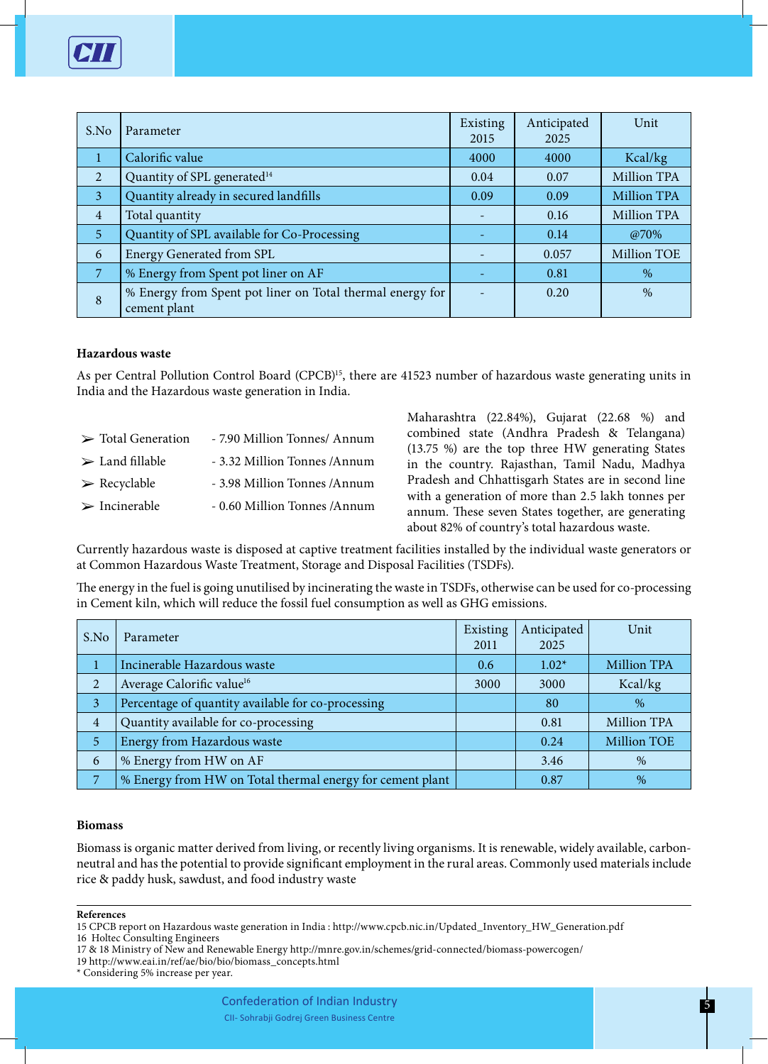| S.No | Parameter | Existing 2015 | Anticipated 2025 | Unit |
|---|---|---|---|---|
| 1 | Calorific value | 4000 | 4000 | Kcal/kg |
| 2 | Quantity of SPL generated[14] | 0.04 | 0.07 | Million TPA |
| 3 | Quantity already in secured landfills | 0.09 | 0.09 | Million TPA |
| 4 | Total quantity | - | 0.16 | Million TPA |
| 5 | Quantity of SPL available for Co-Processing | - | 0.14 | @70% |
| 6 | Energy Generated from SPL | - | 0.057 | Million TOE |
| 7 | % Energy from Spent pot liner on AF | - | 0.81 | % |
| 8 | % Energy from Spent pot liner on Total thermal energy for cement plant | - | 0.20 | % |

**Hazardous waste**

As per Central Pollution Control Board (CPCB)[15], there are 41523 number of hazardous waste generating units in India and the Hazardous waste generation in India.

- Total Generation - 7.90 Million Tonnes/ Annum
- Land fillable - 3.32 Million Tonnes /Annum
- Recyclable - 3.98 Million Tonnes /Annum
- Incinerable - 0.60 Million Tonnes /Annum

Maharashtra (22.84%), Gujarat (22.68 %) and combined state (Andhra Pradesh & Telangana) (13.75 %) are the top three HW generating States in the country. Rajasthan, Tamil Nadu, Madhya Pradesh and Chhattisgarh States are in second line with a generation of more than 2.5 lakh tonnes per annum. These seven States together, are generating about 82% of country's total hazardous waste.

Currently hazardous waste is disposed at captive treatment facilities installed by the individual waste generators or at Common Hazardous Waste Treatment, Storage and Disposal Facilities (TSDFs).

The energy in the fuel is going unutilised by incinerating the waste in TSDFs, otherwise can be used for co-processing in Cement kiln, which will reduce the fossil fuel consumption as well as GHG emissions.

| S.No | Parameter | Existing 2011 | Anticipated 2025 | Unit |
|---|---|---|---|---|
| 1 | Incinerable Hazardous waste | 0.6 | 1.02* | Million TPA |
| 2 | Average Calorific value[16] | 3000 | 3000 | Kcal/kg |
| 3 | Percentage of quantity available for co-processing | | 80 | % |
| 4 | Quantity available for co-processing | | 0.81 | Million TPA |
| 5 | Energy from Hazardous waste | | 0.24 | Million TOE |
| 6 | % Energy from HW on AF | | 3.46 | % |
| 7 | % Energy from HW on Total thermal energy for cement plant | | 0.87 | % |

**Biomass**

Biomass is organic matter derived from living, or recently living organisms. It is renewable, widely available, carbon-neutral and has the potential to provide significant employment in the rural areas. Commonly used materials include rice & paddy husk, sawdust, and food industry waste

**References**

15 CPCB report on Hazardous waste generation in India : http://www.cpcb.nic.in/Updated_Inventory_HW_Generation.pdf
16 Holtec Consulting Engineers
17 & 18 Ministry of New and Renewable Energy http://mnre.gov.in/schemes/grid-connected/biomass-powercogen/
19 http://www.eai.in/ref/ae/bio/bio/biomass_concepts.html
* Considering 5% increase per year.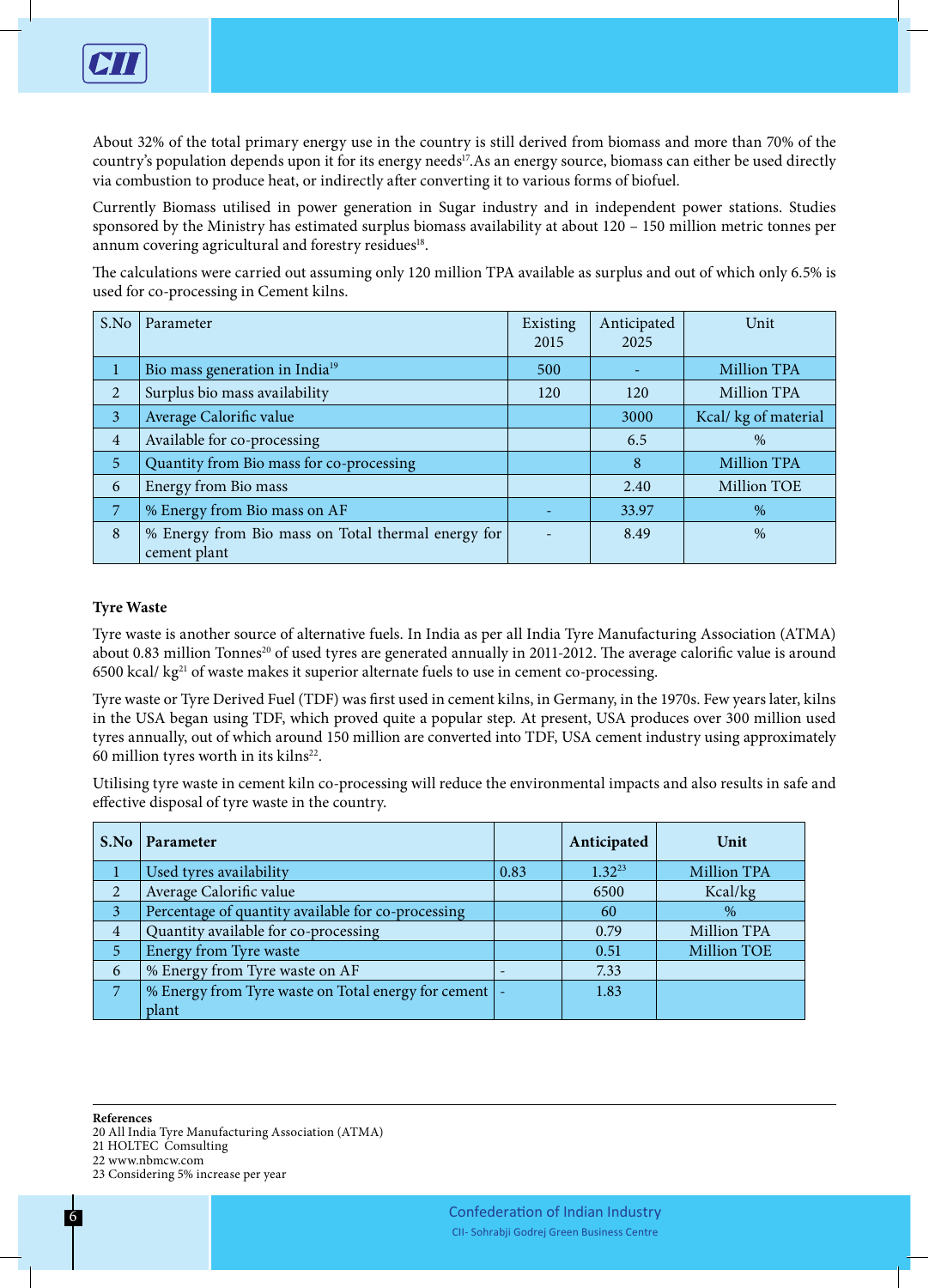About 32% of the total primary energy use in the country is still derived from biomass and more than 70% of the country's population depends upon it for its energy needs[17].As an energy source, biomass can either be used directly via combustion to produce heat, or indirectly after converting it to various forms of biofuel.

Currently Biomass utilised in power generation in Sugar industry and in independent power stations. Studies sponsored by the Ministry has estimated surplus biomass availability at about 120 – 150 million metric tonnes per annum covering agricultural and forestry residues[18].

The calculations were carried out assuming only 120 million TPA available as surplus and out of which only 6.5% is used for co-processing in Cement kilns.

| S.No | Parameter | Existing 2015 | Anticipated 2025 | Unit |
|---|---|---|---|---|
| 1 | Bio mass generation in India[19] | 500 | - | Million TPA |
| 2 | Surplus bio mass availability | 120 | 120 | Million TPA |
| 3 | Average Calorific value | | 3000 | Kcal/ kg of material |
| 4 | Available for co-processing | | 6.5 | % |
| 5 | Quantity from Bio mass for co-processing | | 8 | Million TPA |
| 6 | Energy from Bio mass | | 2.40 | Million TOE |
| 7 | % Energy from Bio mass on AF | - | 33.97 | % |
| 8 | % Energy from Bio mass on Total thermal energy for cement plant | - | 8.49 | % |

**Tyre Waste**

Tyre waste is another source of alternative fuels. In India as per all India Tyre Manufacturing Association (ATMA) about 0.83 million Tonnes[20] of used tyres are generated annually in 2011-2012. The average calorific value is around 6500 kcal/ kg[21] of waste makes it superior alternate fuels to use in cement co-processing.

Tyre waste or Tyre Derived Fuel (TDF) was first used in cement kilns, in Germany, in the 1970s. Few years later, kilns in the USA began using TDF, which proved quite a popular step. At present, USA produces over 300 million used tyres annually, out of which around 150 million are converted into TDF, USA cement industry using approximately 60 million tyres worth in its kilns[22].

Utilising tyre waste in cement kiln co-processing will reduce the environmental impacts and also results in safe and effective disposal of tyre waste in the country.

| **S.No** | **Parameter** | | **Anticipated** | **Unit** |
|---|---|---|---|---|
| 1 | Used tyres availability | 0.83 | 1.32[23] | Million TPA |
| 2 | Average Calorific value | | 6500 | Kcal/kg |
| 3 | Percentage of quantity available for co-processing | | 60 | % |
| 4 | Quantity available for co-processing | | 0.79 | Million TPA |
| 5 | Energy from Tyre waste | | 0.51 | Million TOE |
| 6 | % Energy from Tyre waste on AF | - | 7.33 | |
| 7 | % Energy from Tyre waste on Total energy for cement plant | - | 1.83 | |

**References**

20 All India Tyre Manufacturing Association (ATMA)
21 HOLTEC Comsulting
22 www.nbmcw.com
23 Considering 5% increase per year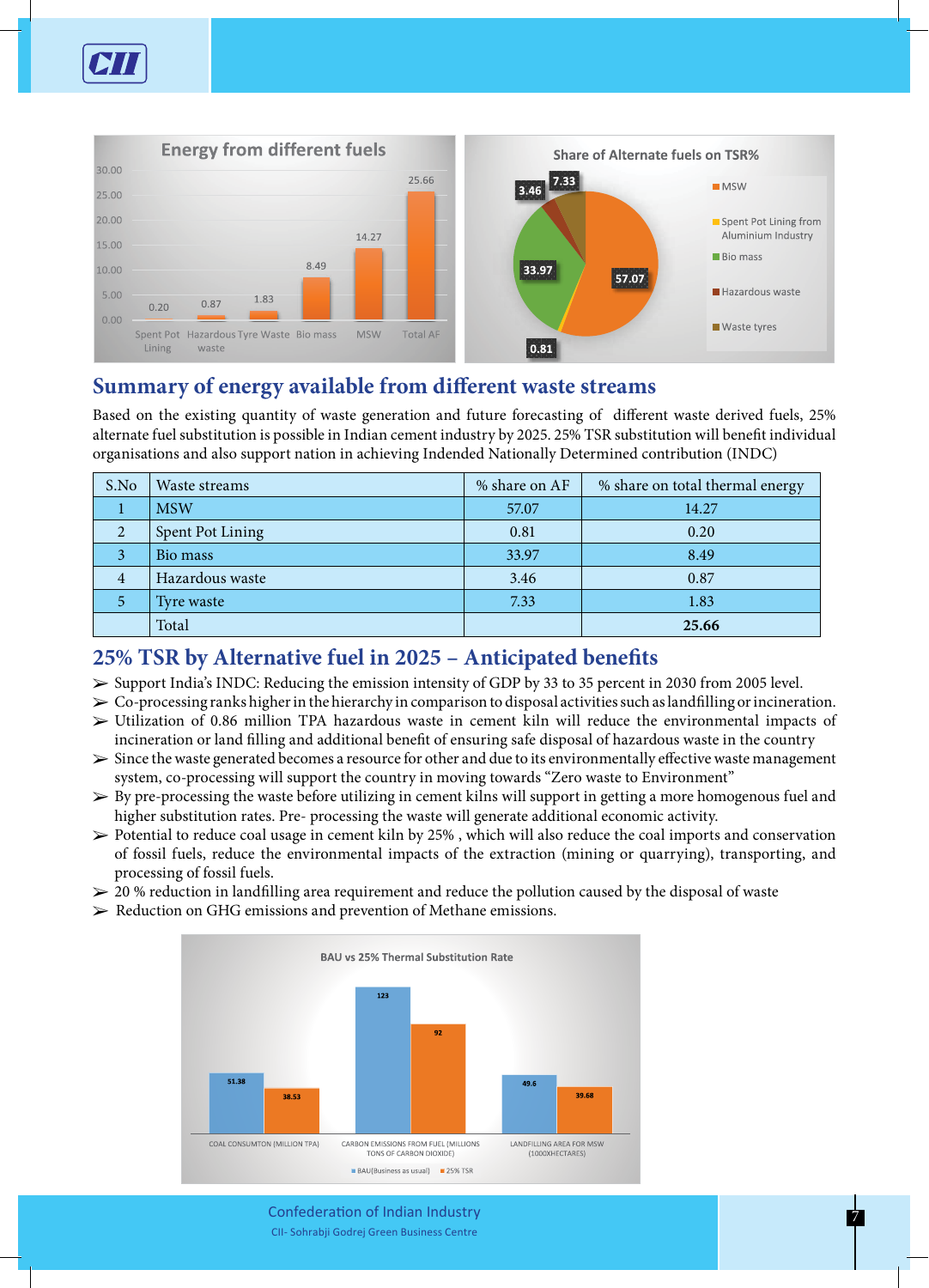## Summary of energy available from different waste streams

Based on the existing quantity of waste generation and future forecasting of different waste derived fuels, 25% alternate fuel substitution is possible in Indian cement industry by 2025. 25% TSR substitution will benefit individual organisations and also support nation in achieving Indended Nationally Determined contribution (INDC)

| S.No | Waste streams | % share on AF | % share on total thermal energy |
|---|---|---|---|
| 1 | MSW | 57.07 | 14.27 |
| 2 | Spent Pot Lining | 0.81 | 0.20 |
| 3 | Bio mass | 33.97 | 8.49 |
| 4 | Hazardous waste | 3.46 | 0.87 |
| 5 | Tyre waste | 7.33 | 1.83 |
|  | Total |  | **25.66** |

## 25% TSR by Alternative fuel in 2025 – Anticipated benefits

- Support India's INDC: Reducing the emission intensity of GDP by 33 to 35 percent in 2030 from 2005 level.
- Co-processing ranks higher in the hierarchy in comparison to disposal activities such as landfilling or incineration.
- Utilization of 0.86 million TPA hazardous waste in cement kiln will reduce the environmental impacts of incineration or land filling and additional benefit of ensuring safe disposal of hazardous waste in the country
- Since the waste generated becomes a resource for other and due to its environmentally effective waste management system, co-processing will support the country in moving towards "Zero waste to Environment"
- By pre-processing the waste before utilizing in cement kilns will support in getting a more homogenous fuel and higher substitution rates. Pre- processing the waste will generate additional economic activity.
- Potential to reduce coal usage in cement kiln by 25% , which will also reduce the coal imports and conservation of fossil fuels, reduce the environmental impacts of the extraction (mining or quarrying), transporting, and processing of fossil fuels.
- 20 % reduction in landfilling area requirement and reduce the pollution caused by the disposal of waste
- Reduction on GHG emissions and prevention of Methane emissions.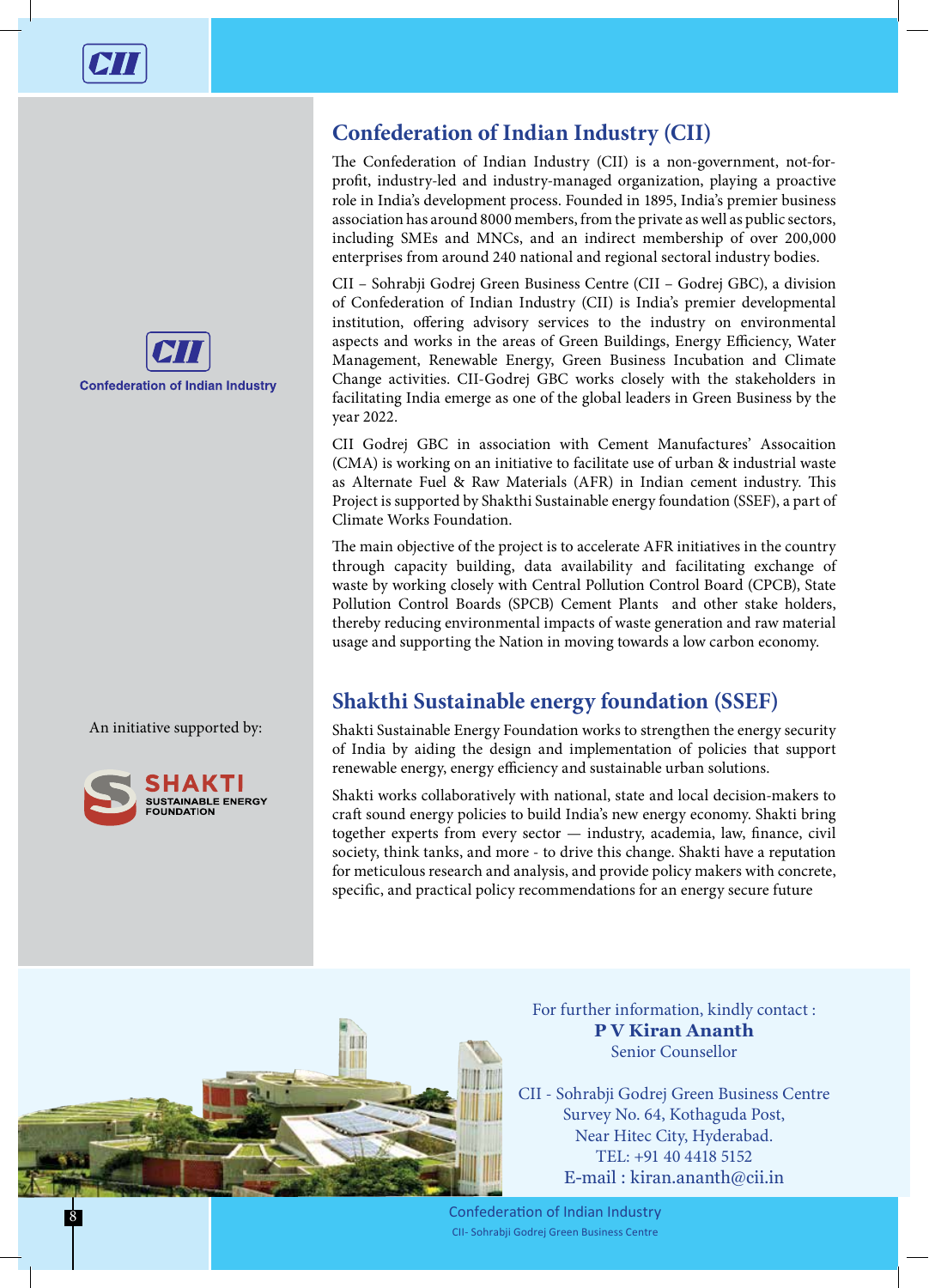Confederation of Indian Industry

## Confederation of Indian Industry (CII)

The Confederation of Indian Industry (CII) is a non-government, not-for-profit, industry-led and industry-managed organization, playing a proactive role in India's development process. Founded in 1895, India's premier business association has around 8000 members, from the private as well as public sectors, including SMEs and MNCs, and an indirect membership of over 200,000 enterprises from around 240 national and regional sectoral industry bodies.

CII – Sohrabji Godrej Green Business Centre (CII – Godrej GBC), a division of Confederation of Indian Industry (CII) is India's premier developmental institution, offering advisory services to the industry on environmental aspects and works in the areas of Green Buildings, Energy Efficiency, Water Management, Renewable Energy, Green Business Incubation and Climate Change activities. CII-Godrej GBC works closely with the stakeholders in facilitating India emerge as one of the global leaders in Green Business by the year 2022.

CII Godrej GBC in association with Cement Manufactures' Assocaition (CMA) is working on an initiative to facilitate use of urban & industrial waste as Alternate Fuel & Raw Materials (AFR) in Indian cement industry. This Project is supported by Shakthi Sustainable energy foundation (SSEF), a part of Climate Works Foundation.

The main objective of the project is to accelerate AFR initiatives in the country through capacity building, data availability and facilitating exchange of waste by working closely with Central Pollution Control Board (CPCB), State Pollution Control Boards (SPCB) Cement Plants and other stake holders, thereby reducing environmental impacts of waste generation and raw material usage and supporting the Nation in moving towards a low carbon economy.

An initiative supported by:

SHAKTI SUSTAINABLE ENERGY FOUNDATION

## Shakthi Sustainable energy foundation (SSEF)

Shakti Sustainable Energy Foundation works to strengthen the energy security of India by aiding the design and implementation of policies that support renewable energy, energy efficiency and sustainable urban solutions.

Shakti works collaboratively with national, state and local decision-makers to craft sound energy policies to build India's new energy economy. Shakti bring together experts from every sector — industry, academia, law, finance, civil society, think tanks, and more - to drive this change. Shakti have a reputation for meticulous research and analysis, and provide policy makers with concrete, specific, and practical policy recommendations for an energy secure future

For further information, kindly contact :
**P V Kiran Ananth**
Senior Counsellor

CII - Sohrabji Godrej Green Business Centre
Survey No. 64, Kothaguda Post,
Near Hitec City, Hyderabad.
TEL: +91 40 4418 5152
E-mail : kiran.ananth@cii.in

Confederation of Indian Industry
CII- Sohrabji Godrej Green Business Centre